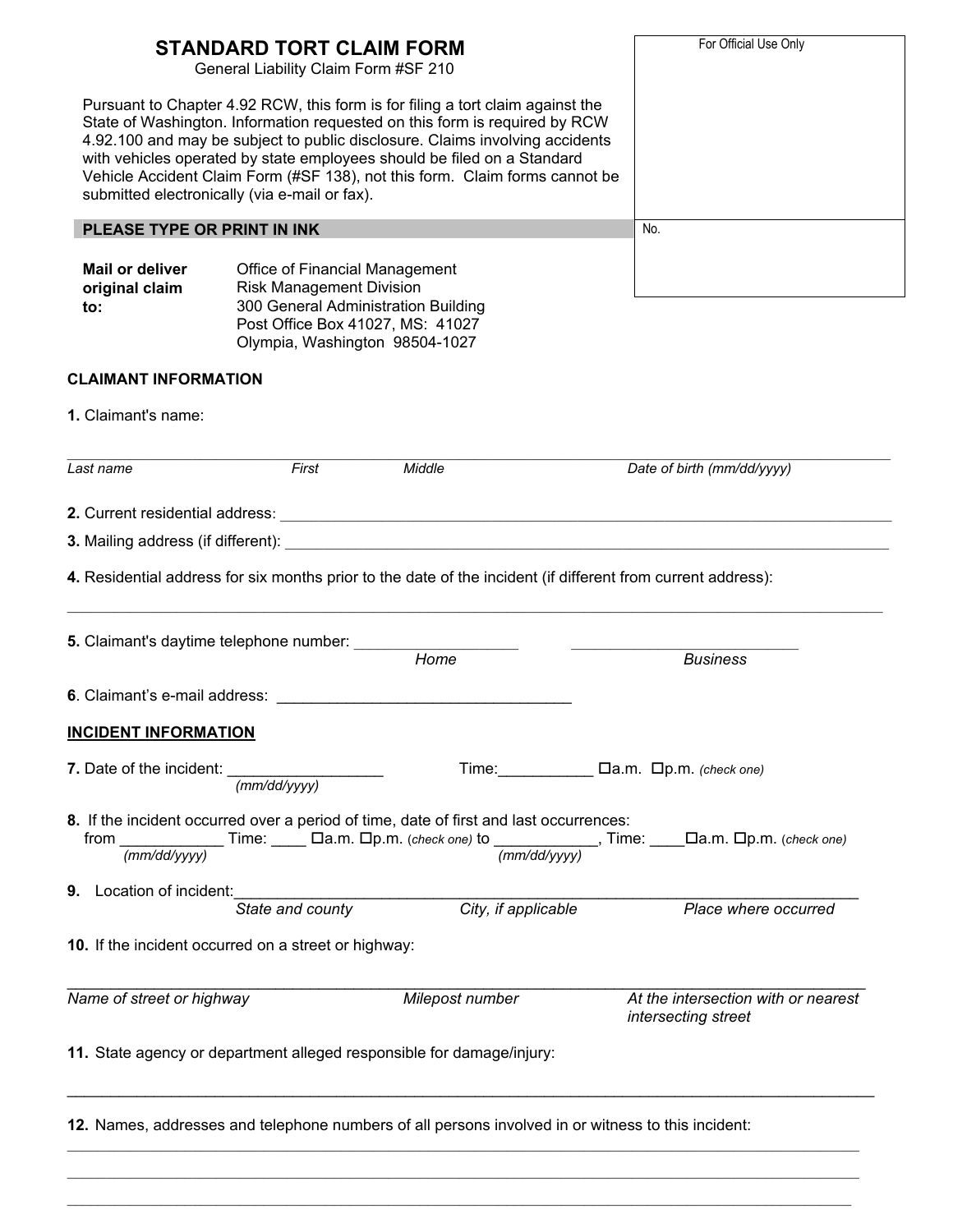# STANDARD TORT CLAIM FORM

General Liability Claim Form #SF 210

Pursuant to Chapter 4.92 RCW, this form is for filing a tort claim against the State of Washington. Information requested on this form is required by RCW 4.92.100 and may be subject to public disclosure. Claims involving accidents with vehicles operated by state employees should be filed on a Standard Vehicle Accident Claim Form (#SF 138), not this form. Claim forms cannot be submitted electronically (via e-mail or fax).

| For Official Use Only |
|---|
| |
| No. |

**PLEASE TYPE OR PRINT IN INK**

**Mail or deliver original claim to:**

Office of Financial Management
Risk Management Division
300 General Administration Building
Post Office Box 41027, MS: 41027
Olympia, Washington 98504-1027

**CLAIMANT INFORMATION**

**1.** Claimant's name:

______________________________________________________________________________

*Last name* *First* *Middle* *Date of birth (mm/dd/yyyy)*

**2.** Current residential address: ______________________________________________________________

**3.** Mailing address (if different): ______________________________________________________________

**4.** Residential address for six months prior to the date of the incident (if different from current address):

______________________________________________________________________________

**5.** Claimant's daytime telephone number: __________________ __________________

*Home* *Business*

**6**. Claimant's e-mail address: ________________________________

**INCIDENT INFORMATION**

**7.** Date of the incident: _________________ Time:__________ ☐a.m. ☐p.m. *(check one)*

*(mm/dd/yyyy)*

**8.** If the incident occurred over a period of time, date of first and last occurrences:
from ___________ Time: ____ ☐a.m. ☐p.m. (*check one)* to ___________, Time: ____☐a.m. ☐p.m. (*check one)*

*(mm/dd/yyyy)* *(mm/dd/yyyy)*

**9.** Location of incident:______________________________________________________________

*State and county* *City, if applicable* *Place where occurred*

**10.** If the incident occurred on a street or highway:

______________________________________________________________________________

*Name of street or highway* *Milepost number* *At the intersection with or nearest intersecting street*

**11.** State agency or department alleged responsible for damage/injury:

______________________________________________________________________________

**12.** Names, addresses and telephone numbers of all persons involved in or witness to this incident:

______________________________________________________________________________

______________________________________________________________________________

______________________________________________________________________________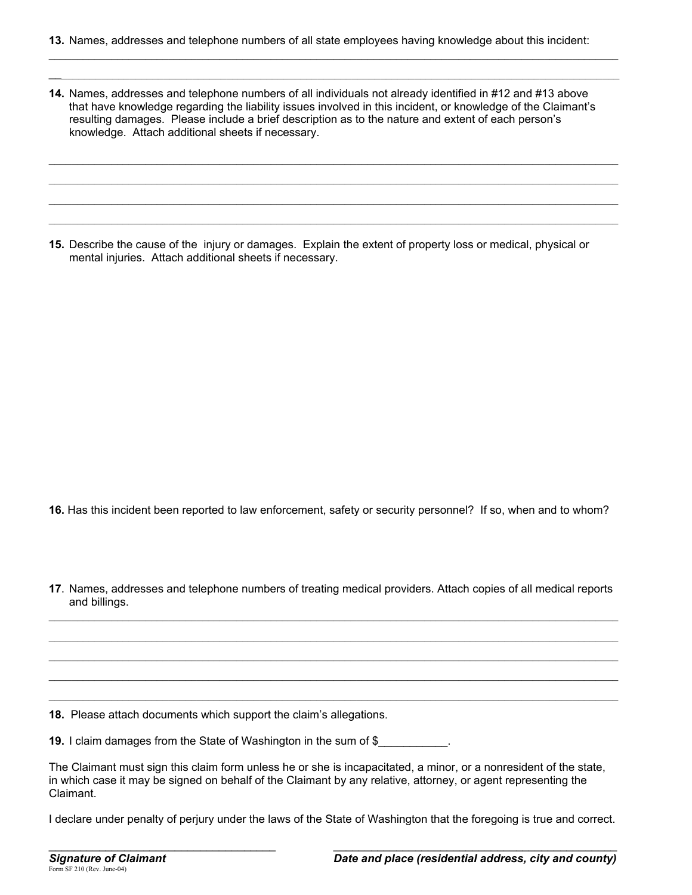**13.** Names, addresses and telephone numbers of all state employees having knowledge about this incident:

______________________________________________________________________________

______________________________________________________________________________

**14.** Names, addresses and telephone numbers of all individuals not already identified in #12 and #13 above that have knowledge regarding the liability issues involved in this incident, or knowledge of the Claimant's resulting damages. Please include a brief description as to the nature and extent of each person's knowledge. Attach additional sheets if necessary.

______________________________________________________________________________

______________________________________________________________________________

______________________________________________________________________________

______________________________________________________________________________

**15.** Describe the cause of the injury or damages. Explain the extent of property loss or medical, physical or mental injuries. Attach additional sheets if necessary.

**16.** Has this incident been reported to law enforcement, safety or security personnel? If so, when and to whom?

**17**. Names, addresses and telephone numbers of treating medical providers. Attach copies of all medical reports and billings.

______________________________________________________________________________

______________________________________________________________________________

______________________________________________________________________________

______________________________________________________________________________

______________________________________________________________________________

**18.** Please attach documents which support the claim's allegations.

**19.** I claim damages from the State of Washington in the sum of $___________.

The Claimant must sign this claim form unless he or she is incapacitated, a minor, or a nonresident of the state, in which case it may be signed on behalf of the Claimant by any relative, attorney, or agent representing the Claimant.

I declare under penalty of perjury under the laws of the State of Washington that the foregoing is true and correct.

_____________________________________ _____________________________________________

***Signature of Claimant*** ***Date and place (residential address, city and county)***

Form SF 210 (Rev. June-04)